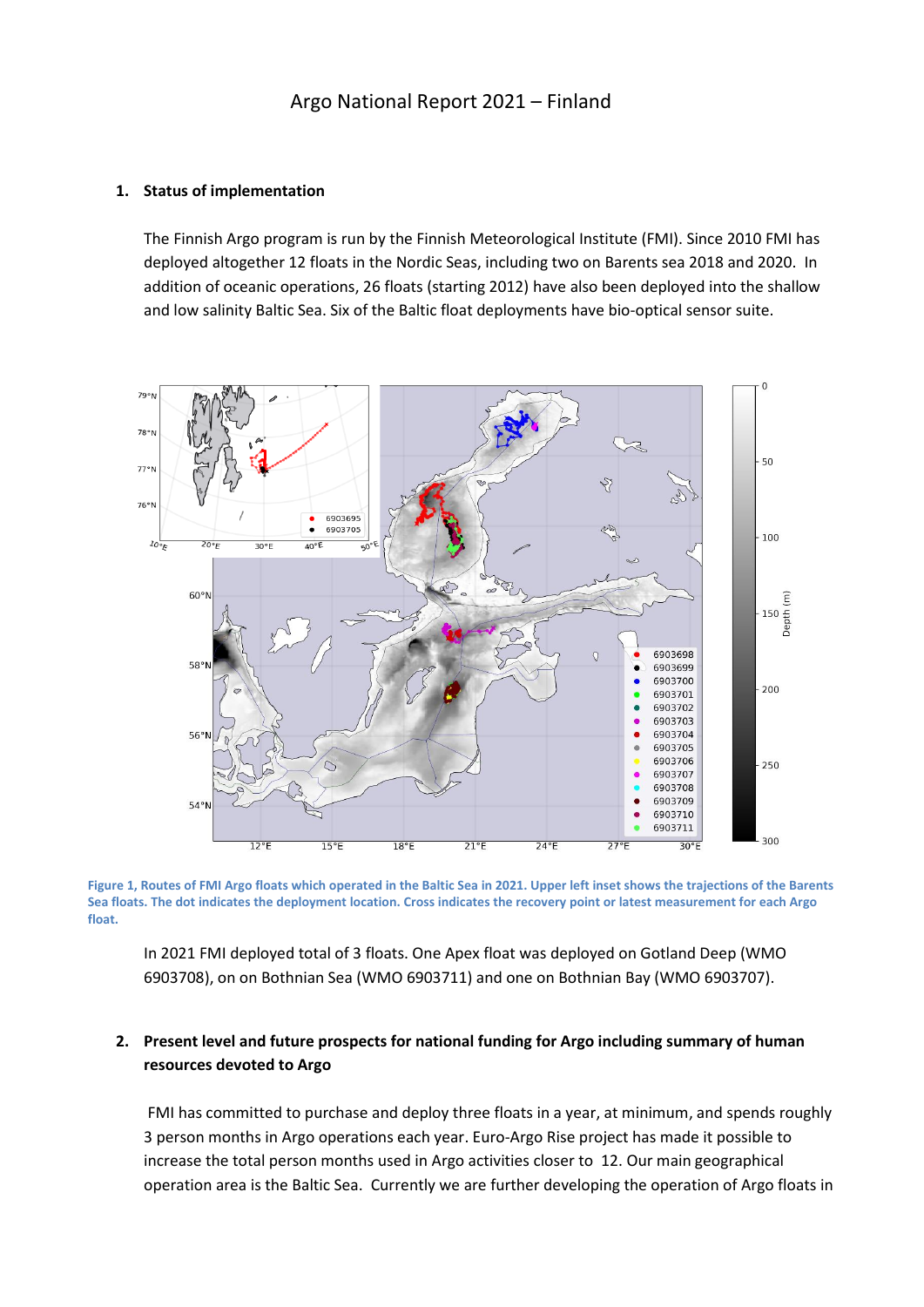# Argo National Report 2021 – Finland

## 1. Status of implementation

The Finnish Argo program is run by the Finnish Meteorological Institute (FMI). Since 2010 FMI has deployed altogether 12 floats in the Nordic Seas, including two on Barents sea 2018 and 2020. In addition of oceanic operations, 26 floats (starting 2012) have also been deployed into the shallow and low salinity Baltic Sea. Six of the Baltic float deployments have bio-optical sensor suite.

Figure 1, Routes of FMI Argo floats which operated in the Baltic Sea in 2021. Upper left inset shows the trajections of the Barents Sea floats. The dot indicates the deployment location. Cross indicates the recovery point or latest measurement for each Argo float.

In 2021 FMI deployed total of 3 floats. One Apex float was deployed on Gotland Deep (WMO 6903708), on on Bothnian Sea (WMO 6903711) and one on Bothnian Bay (WMO 6903707).

## 2. Present level and future prospects for national funding for Argo including summary of human resources devoted to Argo

FMI has committed to purchase and deploy three floats in a year, at minimum, and spends roughly 3 person months in Argo operations each year. Euro-Argo Rise project has made it possible to increase the total person months used in Argo activities closer to 12. Our main geographical operation area is the Baltic Sea. Currently we are further developing the operation of Argo floats in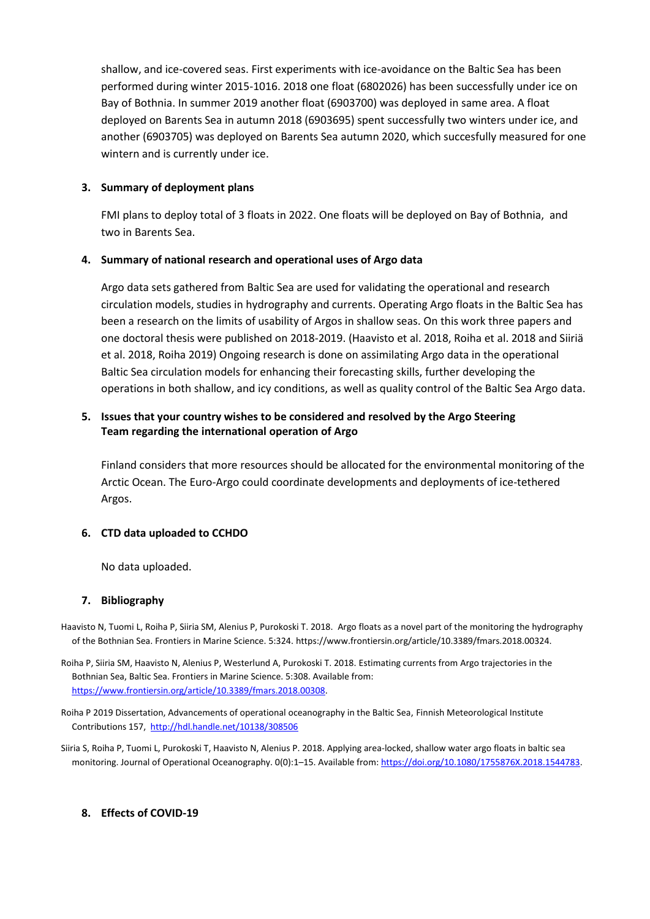shallow, and ice-covered seas. First experiments with ice-avoidance on the Baltic Sea has been performed during winter 2015-1016. 2018 one float (6802026) has been successfully under ice on Bay of Bothnia. In summer 2019 another float (6903700) was deployed in same area. A float deployed on Barents Sea in autumn 2018 (6903695) spent successfully two winters under ice, and another (6903705) was deployed on Barents Sea autumn 2020, which succesfully measured for one wintern and is currently under ice.

## 3. Summary of deployment plans

FMI plans to deploy total of 3 floats in 2022. One floats will be deployed on Bay of Bothnia, and two in Barents Sea.

## 4. Summary of national research and operational uses of Argo data

Argo data sets gathered from Baltic Sea are used for validating the operational and research circulation models, studies in hydrography and currents. Operating Argo floats in the Baltic Sea has been a research on the limits of usability of Argos in shallow seas. On this work three papers and one doctoral thesis were published on 2018-2019. (Haavisto et al. 2018, Roiha et al. 2018 and Siiriä et al. 2018, Roiha 2019) Ongoing research is done on assimilating Argo data in the operational Baltic Sea circulation models for enhancing their forecasting skills, further developing the operations in both shallow, and icy conditions, as well as quality control of the Baltic Sea Argo data.

## 5. Issues that your country wishes to be considered and resolved by the Argo Steering Team regarding the international operation of Argo

Finland considers that more resources should be allocated for the environmental monitoring of the Arctic Ocean. The Euro-Argo could coordinate developments and deployments of ice-tethered Argos.

## 6. CTD data uploaded to CCHDO

No data uploaded.

## 7. Bibliography

Haavisto N, Tuomi L, Roiha P, Siiria SM, Alenius P, Purokoski T. 2018. Argo floats as a novel part of the monitoring the hydrography of the Bothnian Sea. Frontiers in Marine Science. 5:324. https://www.frontiersin.org/article/10.3389/fmars.2018.00324.

Roiha P, Siiria SM, Haavisto N, Alenius P, Westerlund A, Purokoski T. 2018. Estimating currents from Argo trajectories in the Bothnian Sea, Baltic Sea. Frontiers in Marine Science. 5:308. Available from: https://www.frontiersin.org/article/10.3389/fmars.2018.00308.

Roiha P 2019 Dissertation, Advancements of operational oceanography in the Baltic Sea, Finnish Meteorological Institute Contributions 157, http://hdl.handle.net/10138/308506

Siiria S, Roiha P, Tuomi L, Purokoski T, Haavisto N, Alenius P. 2018. Applying area-locked, shallow water argo floats in baltic sea monitoring. Journal of Operational Oceanography. 0(0):1–15. Available from: https://doi.org/10.1080/1755876X.2018.1544783.

## 8. Effects of COVID-19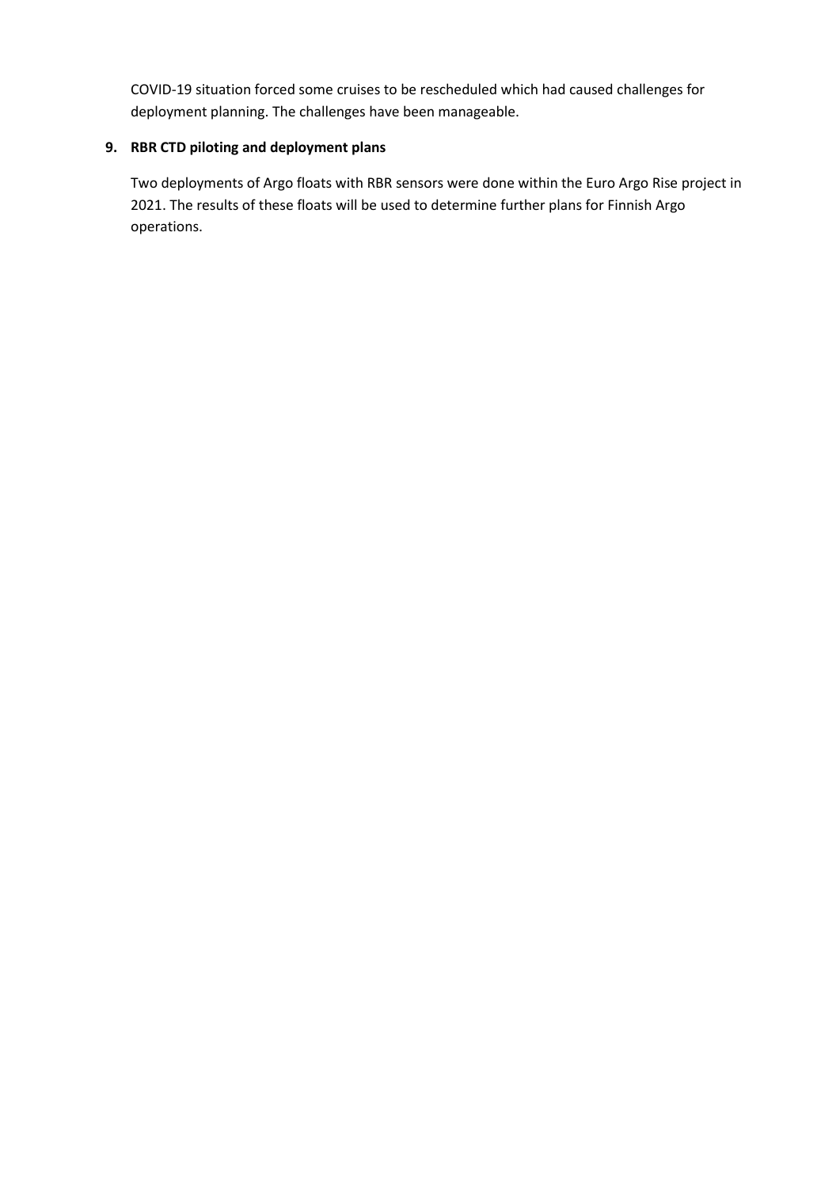COVID-19 situation forced some cruises to be rescheduled which had caused challenges for deployment planning. The challenges have been manageable.

## 9. RBR CTD piloting and deployment plans

Two deployments of Argo floats with RBR sensors were done within the Euro Argo Rise project in 2021. The results of these floats will be used to determine further plans for Finnish Argo operations.